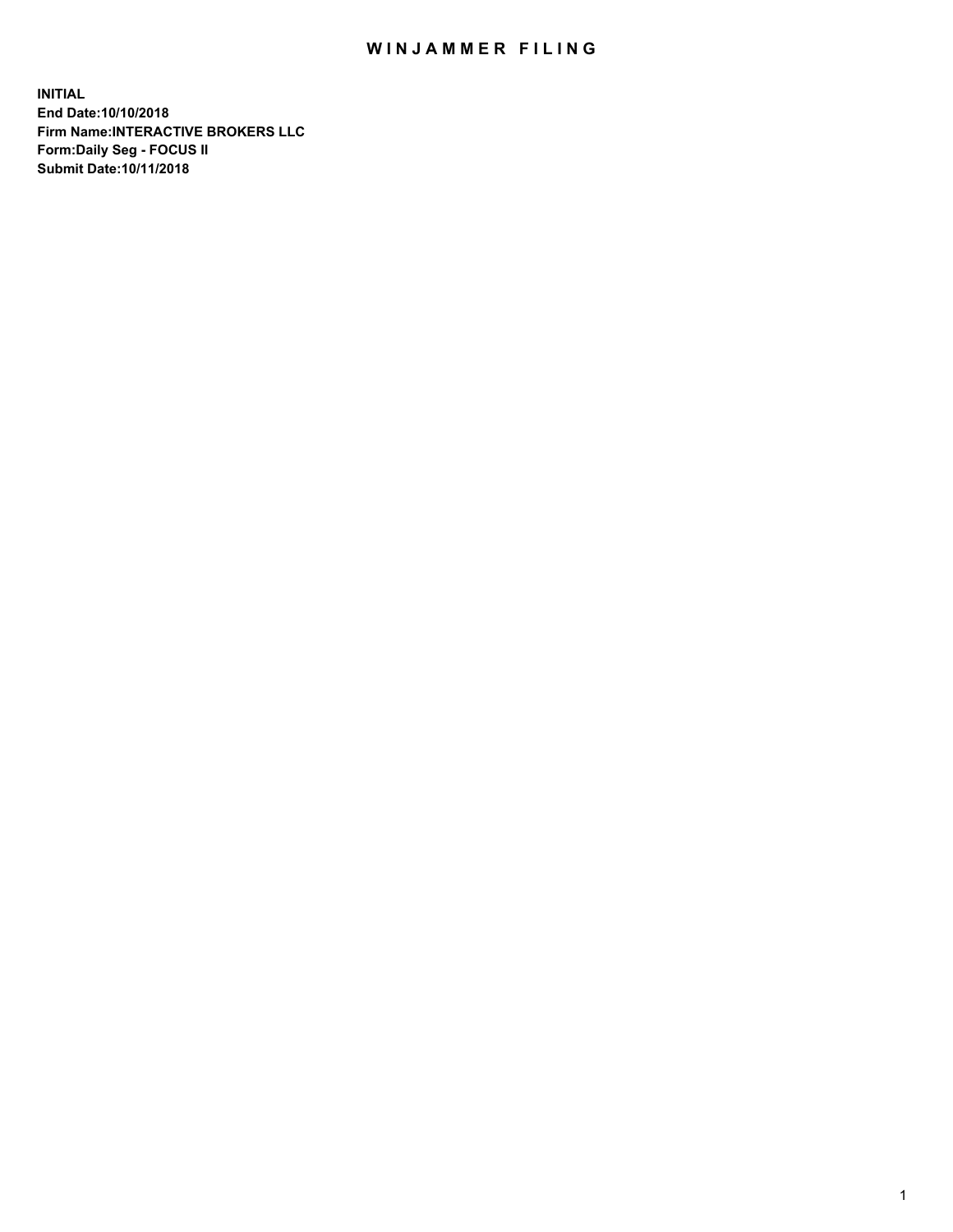# WINJAMMER FILING

**INITIAL**
**End Date:10/10/2018**
**Firm Name:INTERACTIVE BROKERS LLC**
**Form:Daily Seg - FOCUS II**
**Submit Date:10/11/2018**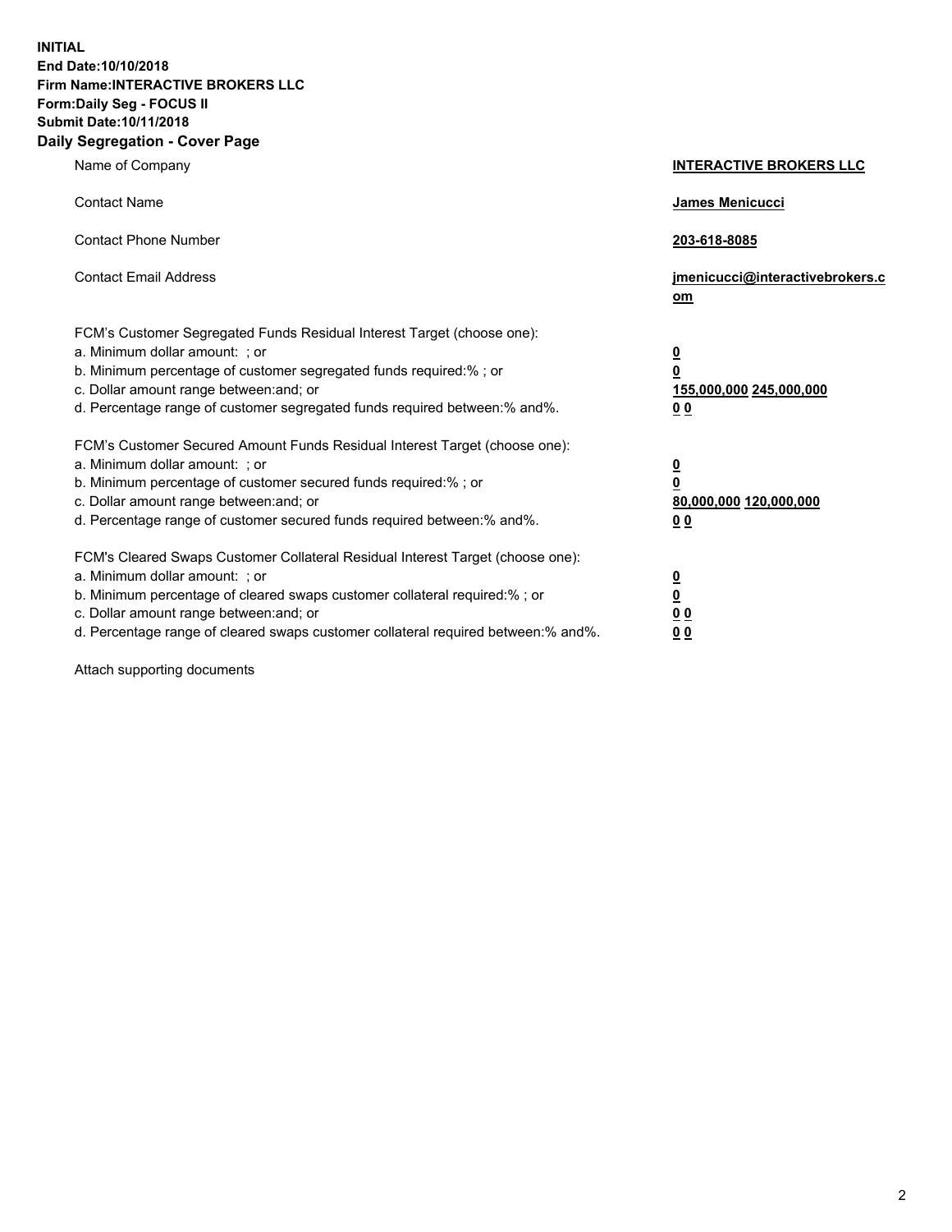**INITIAL**
**End Date:10/10/2018**
**Firm Name:INTERACTIVE BROKERS LLC**
**Form:Daily Seg - FOCUS II**
**Submit Date:10/11/2018**
**Daily Segregation - Cover Page**

| | |
|---|---|
| Name of Company | **INTERACTIVE BROKERS LLC** |
| Contact Name | **James Menicucci** |
| Contact Phone Number | **203-618-8085** |
| Contact Email Address | **jmenicucci@interactivebrokers.com** |
| FCM's Customer Segregated Funds Residual Interest Target (choose one): | |
| a. Minimum dollar amount: ; or | **0** |
| b. Minimum percentage of customer segregated funds required:% ; or | **0** |
| c. Dollar amount range between:and; or | **155,000,000 245,000,000** |
| d. Percentage range of customer segregated funds required between:% and%. | **0 0** |
| FCM's Customer Secured Amount Funds Residual Interest Target (choose one): | |
| a. Minimum dollar amount: ; or | **0** |
| b. Minimum percentage of customer secured funds required:% ; or | **0** |
| c. Dollar amount range between:and; or | **80,000,000 120,000,000** |
| d. Percentage range of customer secured funds required between:% and%. | **0 0** |
| FCM's Cleared Swaps Customer Collateral Residual Interest Target (choose one): | |
| a. Minimum dollar amount: ; or | **0** |
| b. Minimum percentage of cleared swaps customer collateral required:% ; or | **0** |
| c. Dollar amount range between:and; or | **0 0** |
| d. Percentage range of cleared swaps customer collateral required between:% and%. | **0 0** |

Attach supporting documents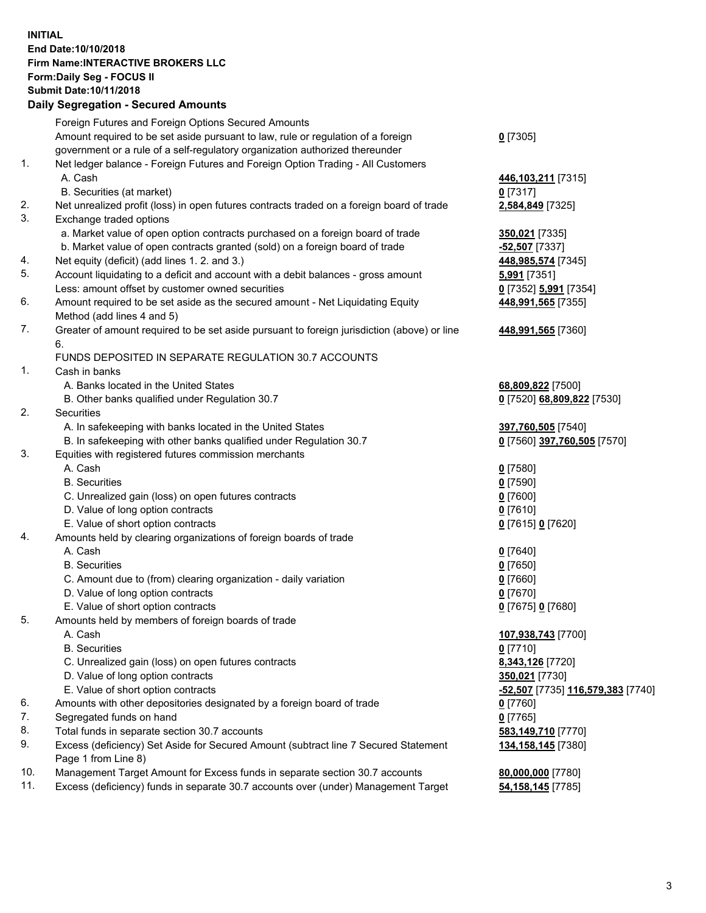**INITIAL**
**End Date:10/10/2018**
**Firm Name:INTERACTIVE BROKERS LLC**
**Form:Daily Seg - FOCUS II**
**Submit Date:10/11/2018**

**Daily Segregation - Secured Amounts**

| | | |
|---|---|---|
| | Foreign Futures and Foreign Options Secured Amounts | |
| | Amount required to be set aside pursuant to law, rule or regulation of a foreign government or a rule of a self-regulatory organization authorized thereunder | **0** [7305] |
| 1. | Net ledger balance - Foreign Futures and Foreign Option Trading - All Customers | |
| | A. Cash | **446,103,211** [7315] |
| | B. Securities (at market) | **0** [7317] |
| 2. | Net unrealized profit (loss) in open futures contracts traded on a foreign board of trade | **2,584,849** [7325] |
| 3. | Exchange traded options | |
| | a. Market value of open option contracts purchased on a foreign board of trade | **350,021** [7335] |
| | b. Market value of open contracts granted (sold) on a foreign board of trade | **-52,507** [7337] |
| 4. | Net equity (deficit) (add lines 1. 2. and 3.) | **448,985,574** [7345] |
| 5. | Account liquidating to a deficit and account with a debit balances - gross amount | **5,991** [7351] |
| | Less: amount offset by customer owned securities | **0** [7352] **5,991** [7354] |
| 6. | Amount required to be set aside as the secured amount - Net Liquidating Equity Method (add lines 4 and 5) | **448,991,565** [7355] |
| 7. | Greater of amount required to be set aside pursuant to foreign jurisdiction (above) or line 6. | **448,991,565** [7360] |
| | FUNDS DEPOSITED IN SEPARATE REGULATION 30.7 ACCOUNTS | |
| 1. | Cash in banks | |
| | A. Banks located in the United States | **68,809,822** [7500] |
| | B. Other banks qualified under Regulation 30.7 | **0** [7520] **68,809,822** [7530] |
| 2. | Securities | |
| | A. In safekeeping with banks located in the United States | **397,760,505** [7540] |
| | B. In safekeeping with other banks qualified under Regulation 30.7 | **0** [7560] **397,760,505** [7570] |
| 3. | Equities with registered futures commission merchants | |
| | A. Cash | **0** [7580] |
| | B. Securities | **0** [7590] |
| | C. Unrealized gain (loss) on open futures contracts | **0** [7600] |
| | D. Value of long option contracts | **0** [7610] |
| | E. Value of short option contracts | **0** [7615] **0** [7620] |
| 4. | Amounts held by clearing organizations of foreign boards of trade | |
| | A. Cash | **0** [7640] |
| | B. Securities | **0** [7650] |
| | C. Amount due to (from) clearing organization - daily variation | **0** [7660] |
| | D. Value of long option contracts | **0** [7670] |
| | E. Value of short option contracts | **0** [7675] **0** [7680] |
| 5. | Amounts held by members of foreign boards of trade | |
| | A. Cash | **107,938,743** [7700] |
| | B. Securities | **0** [7710] |
| | C. Unrealized gain (loss) on open futures contracts | **8,343,126** [7720] |
| | D. Value of long option contracts | **350,021** [7730] |
| | E. Value of short option contracts | **-52,507** [7735] **116,579,383** [7740] |
| 6. | Amounts with other depositories designated by a foreign board of trade | **0** [7760] |
| 7. | Segregated funds on hand | **0** [7765] |
| 8. | Total funds in separate section 30.7 accounts | **583,149,710** [7770] |
| 9. | Excess (deficiency) Set Aside for Secured Amount (subtract line 7 Secured Statement Page 1 from Line 8) | **134,158,145** [7380] |
| 10. | Management Target Amount for Excess funds in separate section 30.7 accounts | **80,000,000** [7780] |
| 11. | Excess (deficiency) funds in separate 30.7 accounts over (under) Management Target | **54,158,145** [7785] |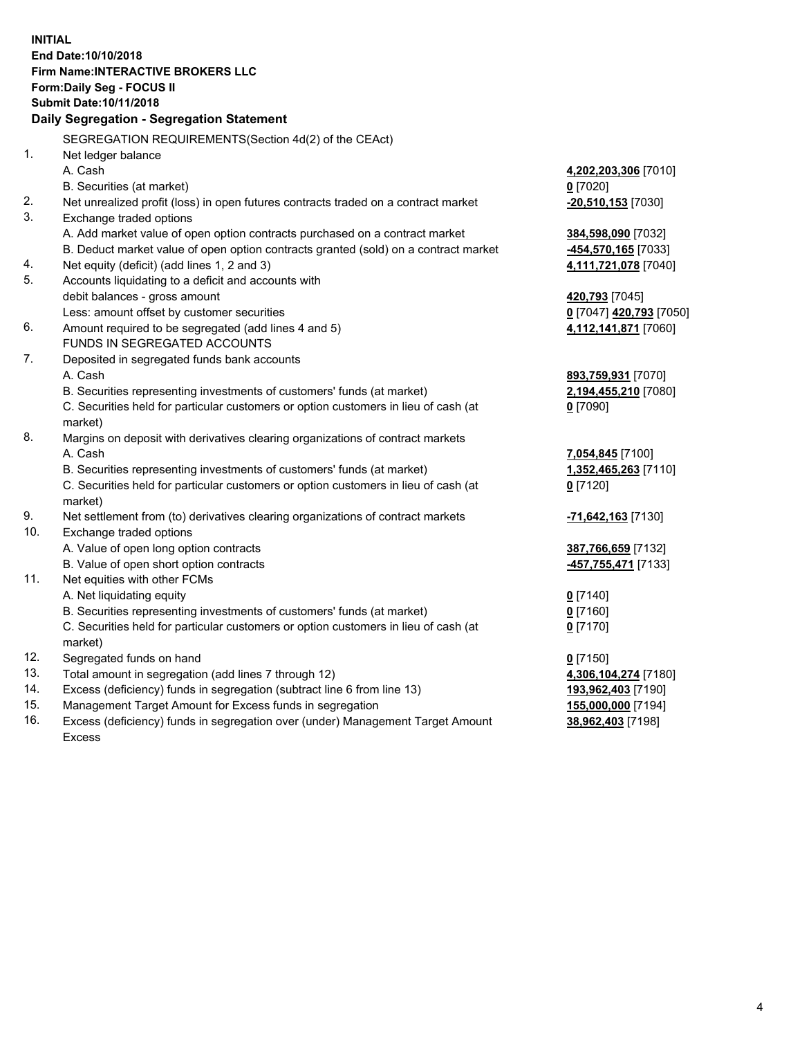**INITIAL**
**End Date:10/10/2018**
**Firm Name:INTERACTIVE BROKERS LLC**
**Form:Daily Seg - FOCUS II**
**Submit Date:10/11/2018**

### Daily Segregation - Segregation Statement

SEGREGATION REQUIREMENTS(Section 4d(2) of the CEAct)

| | | |
|---|---|---|
| 1. | Net ledger balance | |
| | A. Cash | **4,202,203,306** [7010] |
| | B. Securities (at market) | **0** [7020] |
| 2. | Net unrealized profit (loss) in open futures contracts traded on a contract market | **-20,510,153** [7030] |
| 3. | Exchange traded options | |
| | A. Add market value of open option contracts purchased on a contract market | **384,598,090** [7032] |
| | B. Deduct market value of open option contracts granted (sold) on a contract market | **-454,570,165** [7033] |
| 4. | Net equity (deficit) (add lines 1, 2 and 3) | **4,111,721,078** [7040] |
| 5. | Accounts liquidating to a deficit and accounts with debit balances - gross amount | **420,793** [7045] |
| | Less: amount offset by customer securities | **0** [7047] **420,793** [7050] |
| 6. | Amount required to be segregated (add lines 4 and 5) | **4,112,141,871** [7060] |
| | FUNDS IN SEGREGATED ACCOUNTS | |
| 7. | Deposited in segregated funds bank accounts | |
| | A. Cash | **893,759,931** [7070] |
| | B. Securities representing investments of customers' funds (at market) | **2,194,455,210** [7080] |
| | C. Securities held for particular customers or option customers in lieu of cash (at market) | **0** [7090] |
| 8. | Margins on deposit with derivatives clearing organizations of contract markets | |
| | A. Cash | **7,054,845** [7100] |
| | B. Securities representing investments of customers' funds (at market) | **1,352,465,263** [7110] |
| | C. Securities held for particular customers or option customers in lieu of cash (at market) | **0** [7120] |
| 9. | Net settlement from (to) derivatives clearing organizations of contract markets | **-71,642,163** [7130] |
| 10. | Exchange traded options | |
| | A. Value of open long option contracts | **387,766,659** [7132] |
| | B. Value of open short option contracts | **-457,755,471** [7133] |
| 11. | Net equities with other FCMs | |
| | A. Net liquidating equity | **0** [7140] |
| | B. Securities representing investments of customers' funds (at market) | **0** [7160] |
| | C. Securities held for particular customers or option customers in lieu of cash (at market) | **0** [7170] |
| 12. | Segregated funds on hand | **0** [7150] |
| 13. | Total amount in segregation (add lines 7 through 12) | **4,306,104,274** [7180] |
| 14. | Excess (deficiency) funds in segregation (subtract line 6 from line 13) | **193,962,403** [7190] |
| 15. | Management Target Amount for Excess funds in segregation | **155,000,000** [7194] |
| 16. | Excess (deficiency) funds in segregation over (under) Management Target Amount Excess | **38,962,403** [7198] |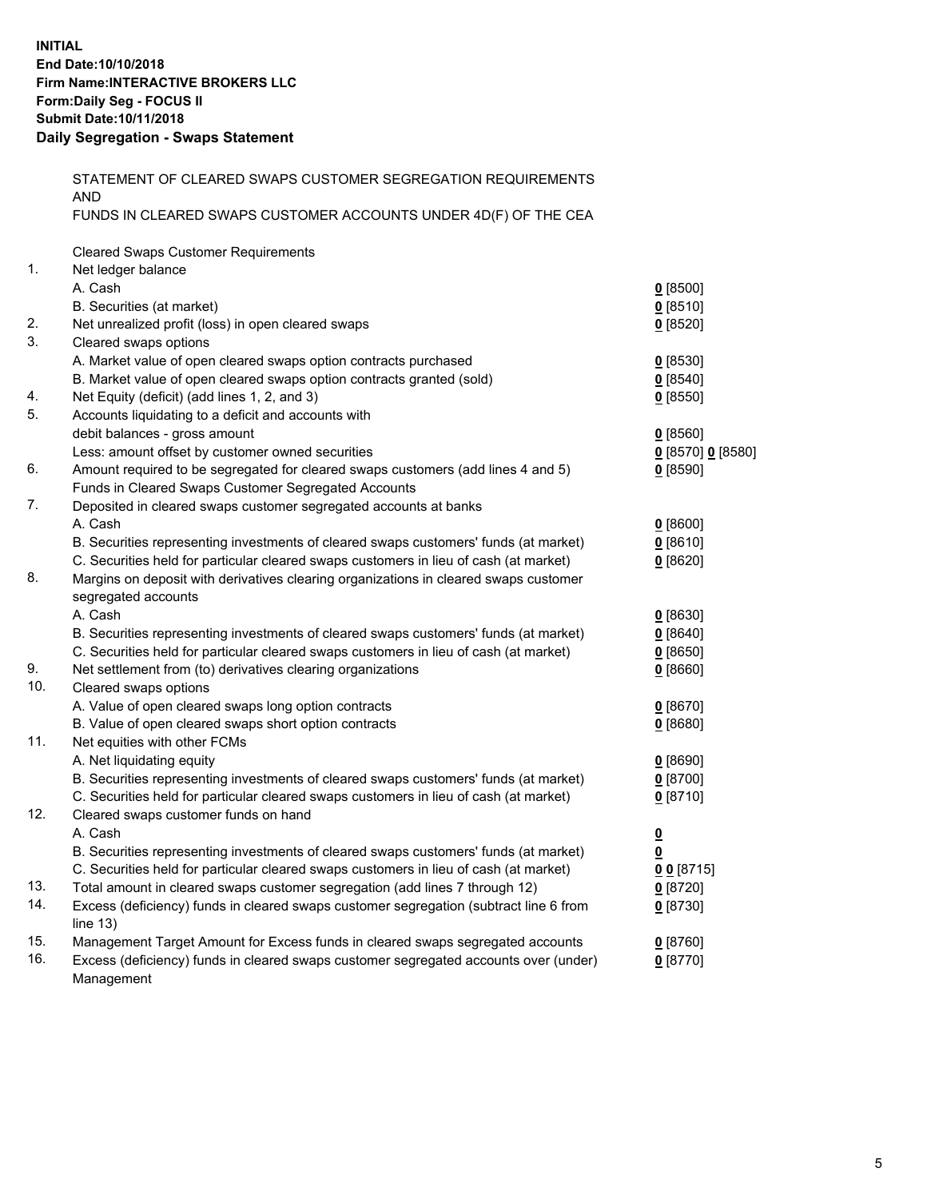**INITIAL**
**End Date:10/10/2018**
**Firm Name:INTERACTIVE BROKERS LLC**
**Form:Daily Seg - FOCUS II**
**Submit Date:10/11/2018**
**Daily Segregation - Swaps Statement**

STATEMENT OF CLEARED SWAPS CUSTOMER SEGREGATION REQUIREMENTS AND FUNDS IN CLEARED SWAPS CUSTOMER ACCOUNTS UNDER 4D(F) OF THE CEA

| | | |
|---|---|---|
| | Cleared Swaps Customer Requirements | |
| 1. | Net ledger balance | |
| | A. Cash | 0 [8500] |
| | B. Securities (at market) | 0 [8510] |
| 2. | Net unrealized profit (loss) in open cleared swaps | 0 [8520] |
| 3. | Cleared swaps options | |
| | A. Market value of open cleared swaps option contracts purchased | 0 [8530] |
| | B. Market value of open cleared swaps option contracts granted (sold) | 0 [8540] |
| 4. | Net Equity (deficit) (add lines 1, 2, and 3) | 0 [8550] |
| 5. | Accounts liquidating to a deficit and accounts with debit balances - gross amount | 0 [8560] |
| | Less: amount offset by customer owned securities | 0 [8570] 0 [8580] |
| 6. | Amount required to be segregated for cleared swaps customers (add lines 4 and 5) | 0 [8590] |
| | Funds in Cleared Swaps Customer Segregated Accounts | |
| 7. | Deposited in cleared swaps customer segregated accounts at banks | |
| | A. Cash | 0 [8600] |
| | B. Securities representing investments of cleared swaps customers' funds (at market) | 0 [8610] |
| | C. Securities held for particular cleared swaps customers in lieu of cash (at market) | 0 [8620] |
| 8. | Margins on deposit with derivatives clearing organizations in cleared swaps customer segregated accounts | |
| | A. Cash | 0 [8630] |
| | B. Securities representing investments of cleared swaps customers' funds (at market) | 0 [8640] |
| | C. Securities held for particular cleared swaps customers in lieu of cash (at market) | 0 [8650] |
| 9. | Net settlement from (to) derivatives clearing organizations | 0 [8660] |
| 10. | Cleared swaps options | |
| | A. Value of open cleared swaps long option contracts | 0 [8670] |
| | B. Value of open cleared swaps short option contracts | 0 [8680] |
| 11. | Net equities with other FCMs | |
| | A. Net liquidating equity | 0 [8690] |
| | B. Securities representing investments of cleared swaps customers' funds (at market) | 0 [8700] |
| | C. Securities held for particular cleared swaps customers in lieu of cash (at market) | 0 [8710] |
| 12. | Cleared swaps customer funds on hand | |
| | A. Cash | 0 |
| | B. Securities representing investments of cleared swaps customers' funds (at market) | 0 |
| | C. Securities held for particular cleared swaps customers in lieu of cash (at market) | 0 0 [8715] |
| 13. | Total amount in cleared swaps customer segregation (add lines 7 through 12) | 0 [8720] |
| 14. | Excess (deficiency) funds in cleared swaps customer segregation (subtract line 6 from line 13) | 0 [8730] |
| 15. | Management Target Amount for Excess funds in cleared swaps segregated accounts | 0 [8760] |
| 16. | Excess (deficiency) funds in cleared swaps customer segregated accounts over (under) Management | 0 [8770] |